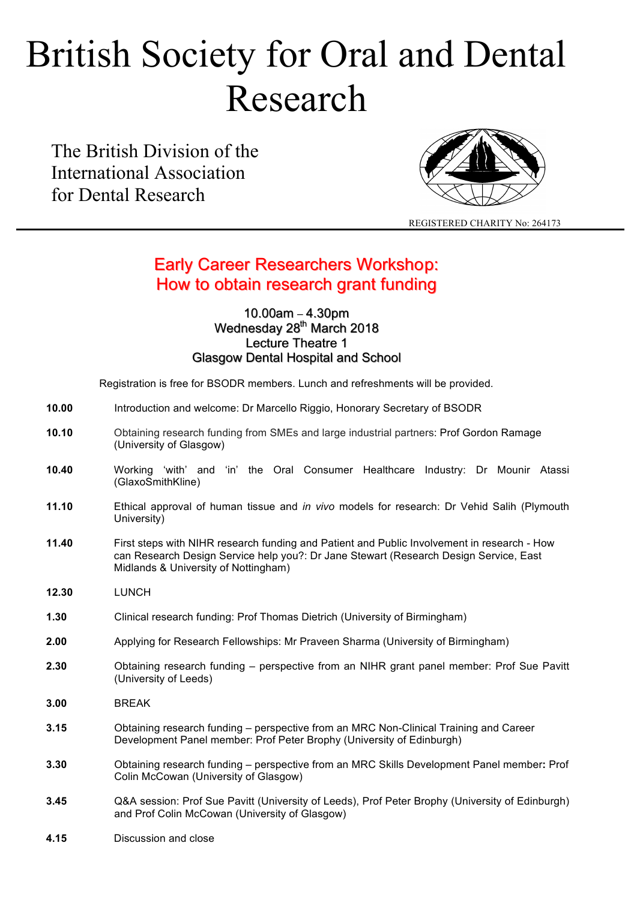# British Society for Oral and Dental Research

The British Division of the
International Association
for Dental Research

REGISTERED CHARITY No: 264173

---

## Early Career Researchers Workshop: How to obtain research grant funding

10.00am – 4.30pm
Wednesday 28th March 2018
Lecture Theatre 1
Glasgow Dental Hospital and School

Registration is free for BSODR members. Lunch and refreshments will be provided.

| | |
|---|---|
| **10.00** | Introduction and welcome: Dr Marcello Riggio, Honorary Secretary of BSODR |
| **10.10** | Obtaining research funding from SMEs and large industrial partners: Prof Gordon Ramage (University of Glasgow) |
| **10.40** | Working 'with' and 'in' the Oral Consumer Healthcare Industry: Dr Mounir Atassi (GlaxoSmithKline) |
| **11.10** | Ethical approval of human tissue and *in vivo* models for research: Dr Vehid Salih (Plymouth University) |
| **11.40** | First steps with NIHR research funding and Patient and Public Involvement in research - How can Research Design Service help you?: Dr Jane Stewart (Research Design Service, East Midlands & University of Nottingham) |
| **12.30** | LUNCH |
| **1.30** | Clinical research funding: Prof Thomas Dietrich (University of Birmingham) |
| **2.00** | Applying for Research Fellowships: Mr Praveen Sharma (University of Birmingham) |
| **2.30** | Obtaining research funding – perspective from an NIHR grant panel member: Prof Sue Pavitt (University of Leeds) |
| **3.00** | BREAK |
| **3.15** | Obtaining research funding – perspective from an MRC Non-Clinical Training and Career Development Panel member: Prof Peter Brophy (University of Edinburgh) |
| **3.30** | Obtaining research funding – perspective from an MRC Skills Development Panel member**:** Prof Colin McCowan (University of Glasgow) |
| **3.45** | Q&A session: Prof Sue Pavitt (University of Leeds), Prof Peter Brophy (University of Edinburgh) and Prof Colin McCowan (University of Glasgow) |
| **4.15** | Discussion and close |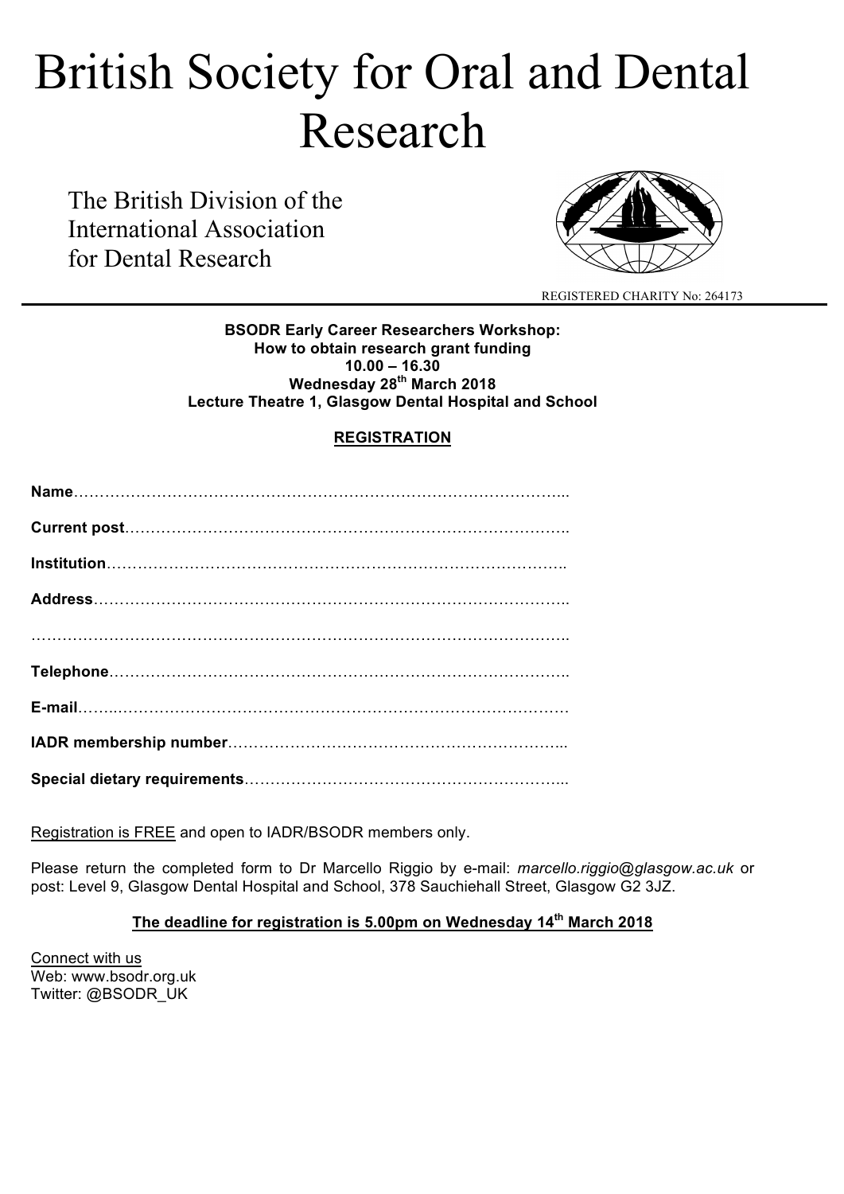# British Society for Oral and Dental Research

The British Division of the International Association for Dental Research

REGISTERED CHARITY No: 264173

---

**BSODR Early Career Researchers Workshop:**
**How to obtain research grant funding**
**10.00 – 16.30**
**Wednesday 28th March 2018**
**Lecture Theatre 1, Glasgow Dental Hospital and School**

## REGISTRATION

**Name**………………………………………………………………………………...

**Current post**………………………………………………………………………….

**Institution**……………………………………………………………………………..

**Address**……………………………………………………………………………….

………………………………………………………………………………………….

**Telephone**…………………………………………………………………………….

**E-mail**…….……………………………………………………………………………

**IADR membership number**…………………………………………………………...

**Special dietary requirements**……………………………………………………….....

Registration is FREE and open to IADR/BSODR members only.

Please return the completed form to Dr Marcello Riggio by e-mail: *marcello.riggio@glasgow.ac.uk* or post: Level 9, Glasgow Dental Hospital and School, 378 Sauchiehall Street, Glasgow G2 3JZ.

**The deadline for registration is 5.00pm on Wednesday 14th March 2018**

Connect with us
Web: www.bsodr.org.uk
Twitter: @BSODR_UK